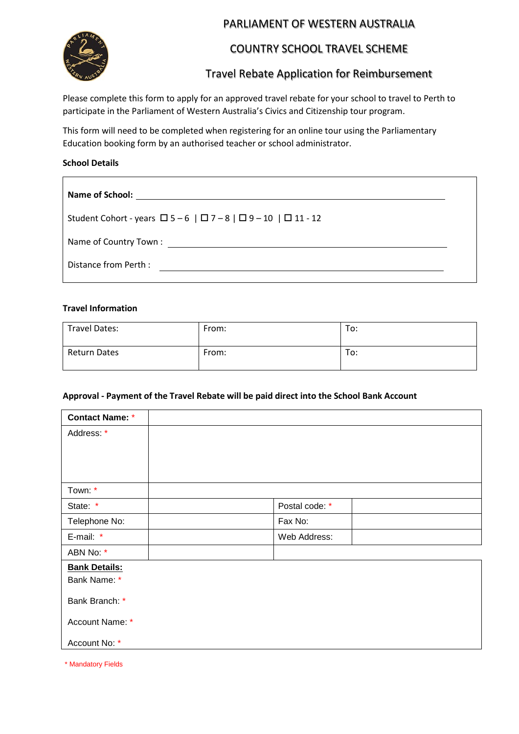# PARLIAMENT OF WESTERN AUSTRALIA

## COUNTRY SCHOOL TRAVEL SCHEME

## Travel Rebate Application for Reimbursement

Please complete this form to apply for an approved travel rebate for your school to travel to Perth to participate in the Parliament of Western Australia's Civics and Citizenship tour program.

This form will need to be completed when registering for an online tour using the Parliamentary Education booking form by an authorised teacher or school administrator.

### School Details

**Name of School:** ____________________

Student Cohort - years ☐ 5 – 6 | ☐ 7 – 8 | ☐ 9 – 10 | ☐ 11 - 12

Name of Country Town : ____________________

Distance from Perth : ____________________

### Travel Information

| Travel Dates: | From: | To: |
|---|---|---|
| Return Dates | From: | To: |

### Approval - Payment of the Travel Rebate will be paid direct into the School Bank Account

| **Contact Name:** * | | | |
|---|---|---|---|
| Address: * | | | |
| Town: * | | | |
| State: * | | Postal code: * | |
| Telephone No: | | Fax No: | |
| E-mail: * | | Web Address: | |
| ABN No: * | | | |

**Bank Details:**

Bank Name: *

Bank Branch: *

Account Name: *

Account No: *

\* Mandatory Fields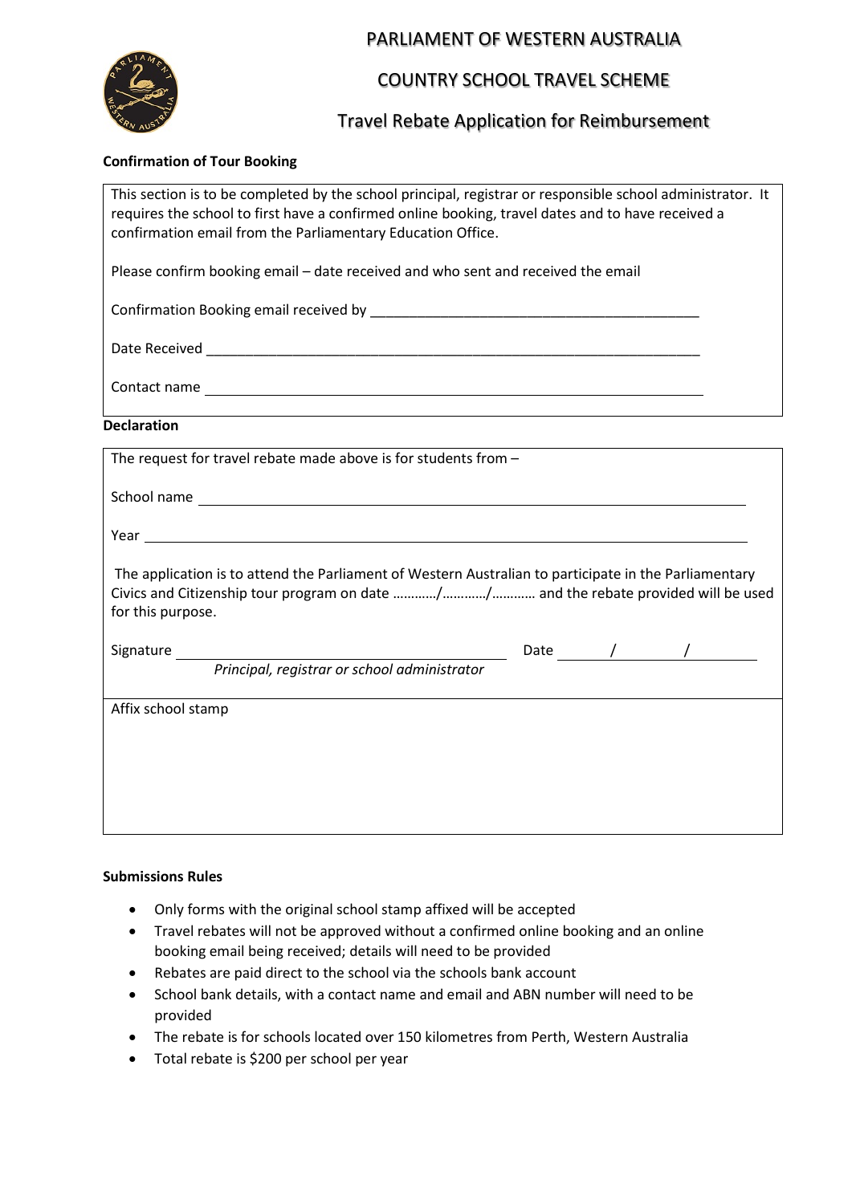# PARLIAMENT OF WESTERN AUSTRALIA

## COUNTRY SCHOOL TRAVEL SCHEME

## Travel Rebate Application for Reimbursement

**Confirmation of Tour Booking**

This section is to be completed by the school principal, registrar or responsible school administrator. It requires the school to first have a confirmed online booking, travel dates and to have received a confirmation email from the Parliamentary Education Office.

Please confirm booking email – date received and who sent and received the email

Confirmation Booking email received by ___________________________________________

Date Received _________________________________________________________________

Contact name _________________________________________________________________

**Declaration**

The request for travel rebate made above is for students from –

School name _________________________________________________________________

Year _______________________________________________________________________

The application is to attend the Parliament of Western Australian to participate in the Parliamentary Civics and Citizenship tour program on date …………/…………/………… and the rebate provided will be used for this purpose.

Signature ___________________________________ Date ______/______/______

*Principal, registrar or school administrator*

Affix school stamp

**Submissions Rules**

- Only forms with the original school stamp affixed will be accepted
- Travel rebates will not be approved without a confirmed online booking and an online booking email being received; details will need to be provided
- Rebates are paid direct to the school via the schools bank account
- School bank details, with a contact name and email and ABN number will need to be provided
- The rebate is for schools located over 150 kilometres from Perth, Western Australia
- Total rebate is $200 per school per year